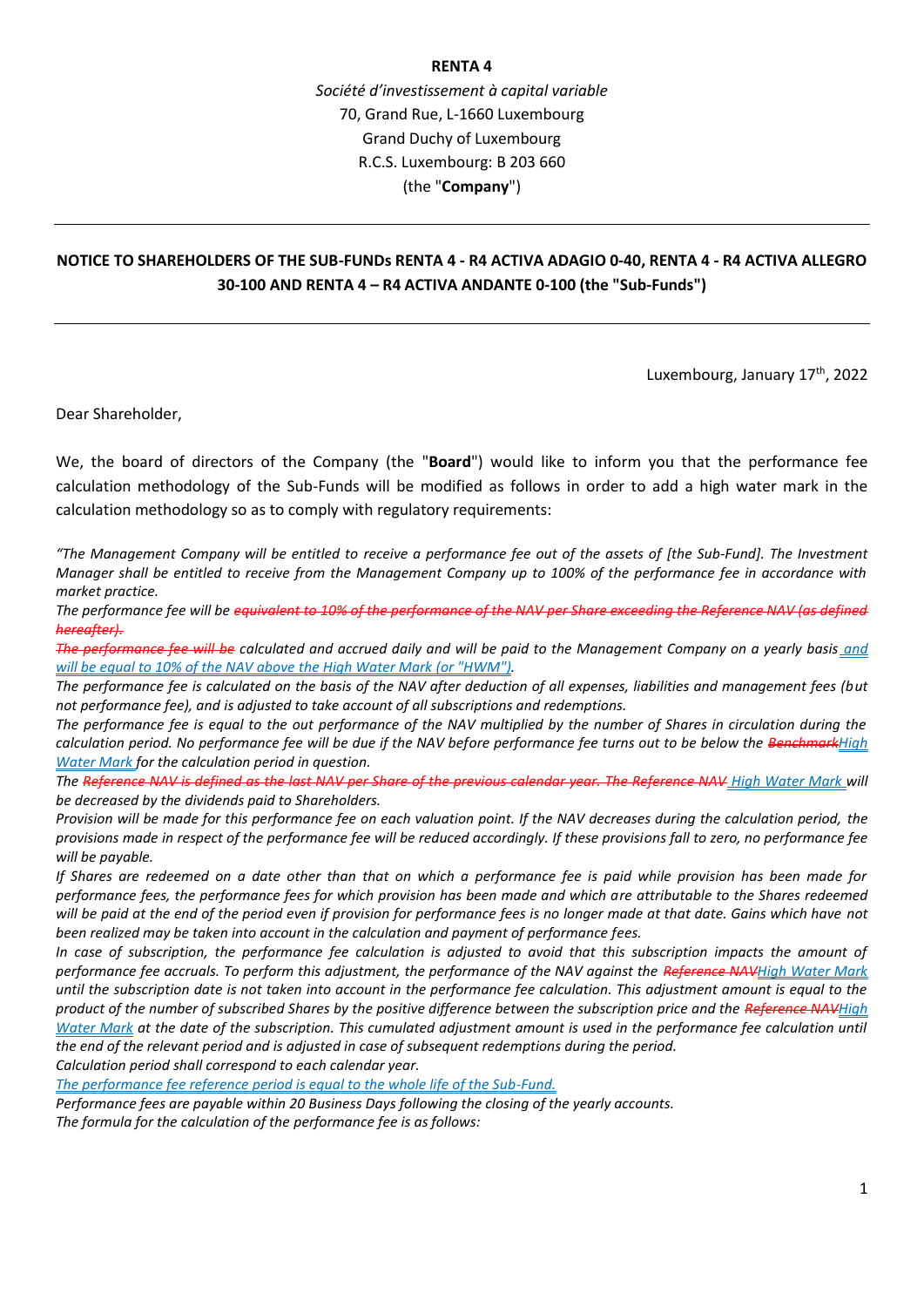**RENTA 4**

*Société d'investissement à capital variable*
70, Grand Rue, L-1660 Luxembourg
Grand Duchy of Luxembourg
R.C.S. Luxembourg: B 203 660
(the "**Company**")

---

**NOTICE TO SHAREHOLDERS OF THE SUB-FUNDs RENTA 4 - R4 ACTIVA ADAGIO 0-40, RENTA 4 - R4 ACTIVA ALLEGRO 30-100 AND RENTA 4 – R4 ACTIVA ANDANTE 0-100 (the "Sub-Funds")**

---

Luxembourg, January 17th, 2022

Dear Shareholder,

We, the board of directors of the Company (the "**Board**") would like to inform you that the performance fee calculation methodology of the Sub-Funds will be modified as follows in order to add a high water mark in the calculation methodology so as to comply with regulatory requirements:

*"The Management Company will be entitled to receive a performance fee out of the assets of [the Sub-Fund]. The Investment Manager shall be entitled to receive from the Management Company up to 100% of the performance fee in accordance with market practice.*

*The performance fee will be ~~equivalent to 10% of the performance of the NAV per Share exceeding the Reference NAV (as defined hereafter).~~*

*~~The performance fee will be~~ calculated and accrued daily and will be paid to the Management Company on a yearly basis and will be equal to 10% of the NAV above the High Water Mark (or "HWM").*

*The performance fee is calculated on the basis of the NAV after deduction of all expenses, liabilities and management fees (but not performance fee), and is adjusted to take account of all subscriptions and redemptions.*

*The performance fee is equal to the out performance of the NAV multiplied by the number of Shares in circulation during the calculation period. No performance fee will be due if the NAV before performance fee turns out to be below the ~~Benchmark~~High Water Mark for the calculation period in question.*

*The ~~Reference NAV is defined as the last NAV per Share of the previous calendar year. The Reference NAV~~ High Water Mark will be decreased by the dividends paid to Shareholders.*

*Provision will be made for this performance fee on each valuation point. If the NAV decreases during the calculation period, the provisions made in respect of the performance fee will be reduced accordingly. If these provisions fall to zero, no performance fee will be payable.*

*If Shares are redeemed on a date other than that on which a performance fee is paid while provision has been made for performance fees, the performance fees for which provision has been made and which are attributable to the Shares redeemed will be paid at the end of the period even if provision for performance fees is no longer made at that date. Gains which have not been realized may be taken into account in the calculation and payment of performance fees.*

*In case of subscription, the performance fee calculation is adjusted to avoid that this subscription impacts the amount of performance fee accruals. To perform this adjustment, the performance of the NAV against the ~~Reference NAV~~High Water Mark until the subscription date is not taken into account in the performance fee calculation. This adjustment amount is equal to the product of the number of subscribed Shares by the positive difference between the subscription price and the ~~Reference NAV~~High Water Mark at the date of the subscription. This cumulated adjustment amount is used in the performance fee calculation until the end of the relevant period and is adjusted in case of subsequent redemptions during the period.*

*Calculation period shall correspond to each calendar year.*

*The performance fee reference period is equal to the whole life of the Sub-Fund.*

*Performance fees are payable within 20 Business Days following the closing of the yearly accounts.*

*The formula for the calculation of the performance fee is as follows:*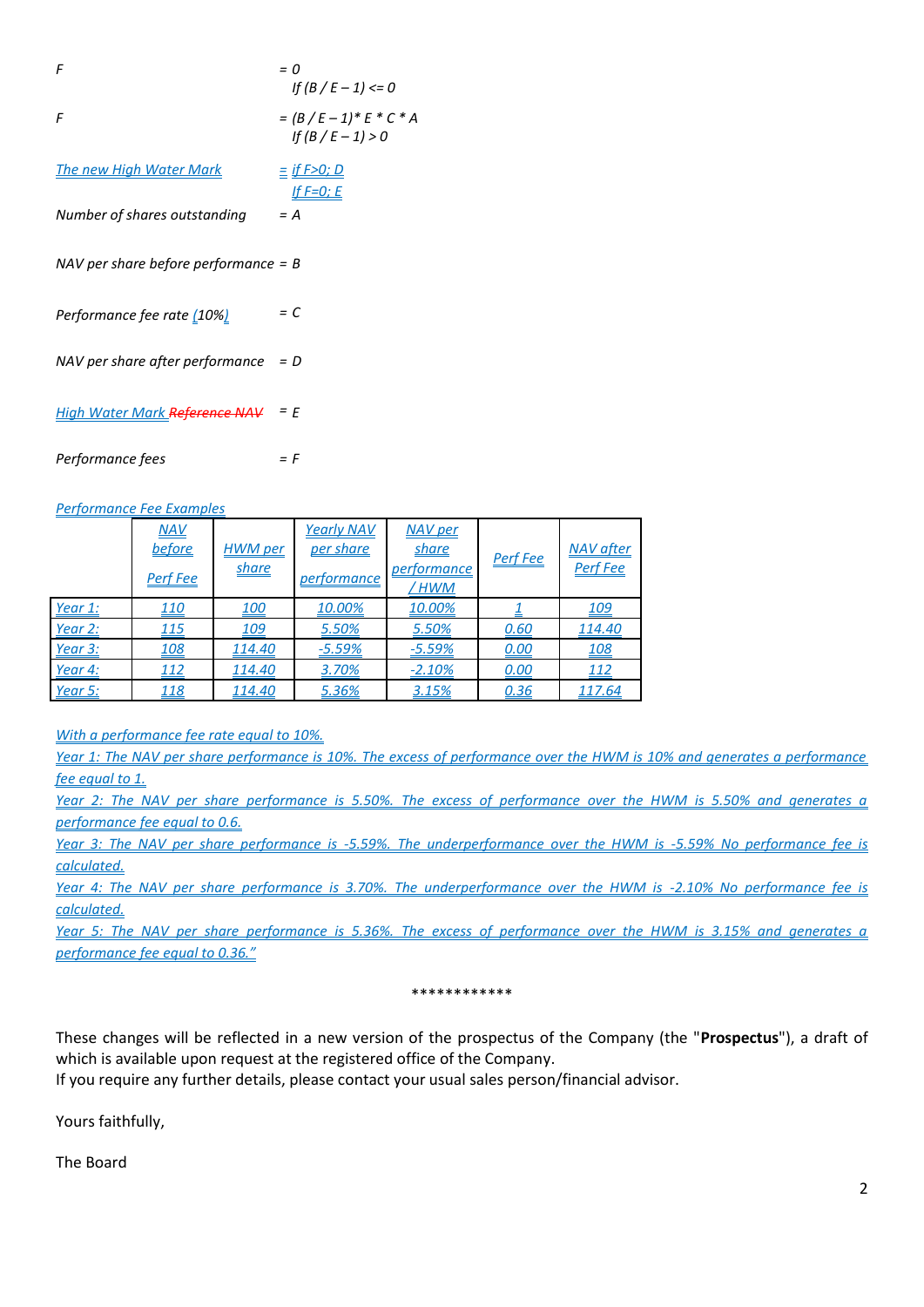*F* = 0
*If (B / E – 1) <= 0*

*F* = *(B / E – 1) * E * C * A*
*If (B / E – 1) > 0*

*The new High Water Mark* = *if F>0; D*
*If F=0; E*

*Number of shares outstanding* = *A*

*NAV per share before performance* = *B*

*Performance fee rate (10%)* = *C*

*NAV per share after performance* = *D*

*High Water Mark ~~Reference NAV~~* = *E*

*Performance fees* = *F*

*Performance Fee Examples*

| | NAV before Perf Fee | HWM per share | Yearly NAV per share performance | NAV per share performance / HWM | Perf Fee | NAV after Perf Fee |
|---|---|---|---|---|---|---|
| Year 1: | 110 | 100 | 10.00% | 10.00% | 1 | 109 |
| Year 2: | 115 | 109 | 5.50% | 5.50% | 0.60 | 114.40 |
| Year 3: | 108 | 114.40 | -5.59% | -5.59% | 0.00 | 108 |
| Year 4: | 112 | 114.40 | 3.70% | -2.10% | 0.00 | 112 |
| Year 5: | 118 | 114.40 | 5.36% | 3.15% | 0.36 | 117.64 |

*With a performance fee rate equal to 10%.*

*Year 1: The NAV per share performance is 10%. The excess of performance over the HWM is 10% and generates a performance fee equal to 1.*

*Year 2: The NAV per share performance is 5.50%. The excess of performance over the HWM is 5.50% and generates a performance fee equal to 0.6.*

*Year 3: The NAV per share performance is -5.59%. The underperformance over the HWM is -5.59% No performance fee is calculated.*

*Year 4: The NAV per share performance is 3.70%. The underperformance over the HWM is -2.10% No performance fee is calculated.*

*Year 5: The NAV per share performance is 5.36%. The excess of performance over the HWM is 3.15% and generates a performance fee equal to 0.36."*

************

These changes will be reflected in a new version of the prospectus of the Company (the "**Prospectus**"), a draft of which is available upon request at the registered office of the Company.
If you require any further details, please contact your usual sales person/financial advisor.

Yours faithfully,

The Board